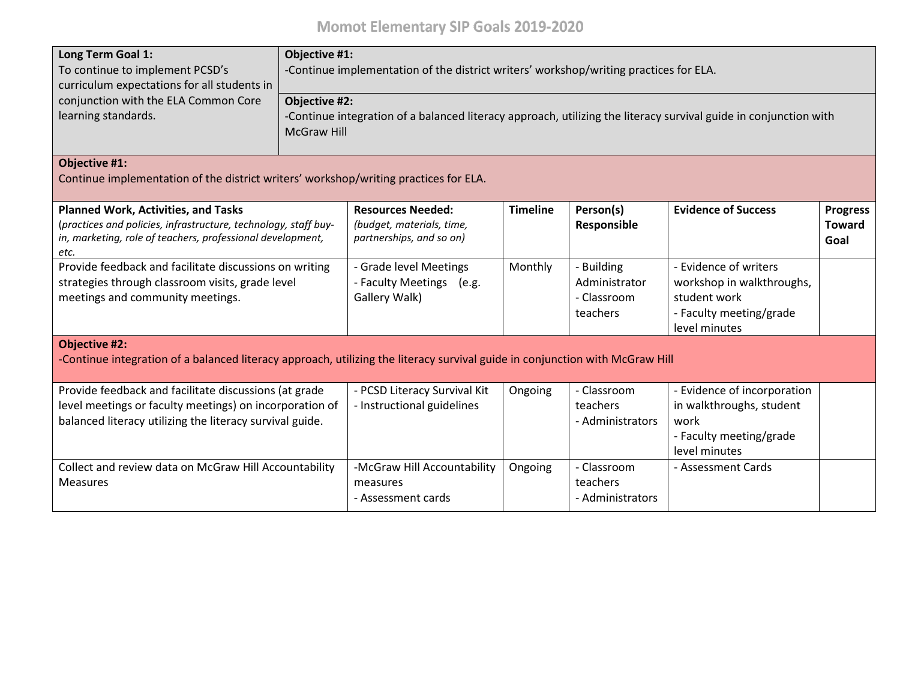# Momot Elementary SIP Goals 2019-2020

| **Long Term Goal 1:** | |
|---|---|
| To continue to implement PCSD's curriculum expectations for all students in conjunction with the ELA Common Core learning standards. | **Objective #1:**<br>-Continue implementation of the district writers' workshop/writing practices for ELA.<br><br>**Objective #2:**<br>-Continue integration of a balanced literacy approach, utilizing the literacy survival guide in conjunction with McGraw Hill |

**Objective #1:**
Continue implementation of the district writers' workshop/writing practices for ELA.

| **Planned Work, Activities, and Tasks**<br>(*practices and policies, infrastructure, technology, staff buy-in, marketing, role of teachers, professional development, etc.*) | **Resources Needed:**<br>*(budget, materials, time, partnerships, and so on)* | **Timeline** | **Person(s) Responsible** | **Evidence of Success** | **Progress Toward Goal** |
|---|---|---|---|---|---|
| Provide feedback and facilitate discussions on writing strategies through classroom visits, grade level meetings and community meetings. | - Grade level Meetings<br>- Faculty Meetings (e.g. Gallery Walk) | Monthly | - Building Administrator<br>- Classroom teachers | - Evidence of writers workshop in walkthroughs, student work<br>- Faculty meeting/grade level minutes | |

**Objective #2:**
-Continue integration of a balanced literacy approach, utilizing the literacy survival guide in conjunction with McGraw Hill

| **Planned Work, Activities, and Tasks** | **Resources Needed** | **Timeline** | **Person(s) Responsible** | **Evidence of Success** | **Progress Toward Goal** |
|---|---|---|---|---|---|
| Provide feedback and facilitate discussions (at grade level meetings or faculty meetings) on incorporation of balanced literacy utilizing the literacy survival guide. | - PCSD Literacy Survival Kit<br>- Instructional guidelines | Ongoing | - Classroom teachers<br>- Administrators | - Evidence of incorporation in walkthroughs, student work<br>- Faculty meeting/grade level minutes | |
| Collect and review data on McGraw Hill Accountability Measures | -McGraw Hill Accountability measures<br>- Assessment cards | Ongoing | - Classroom teachers<br>- Administrators | - Assessment Cards | |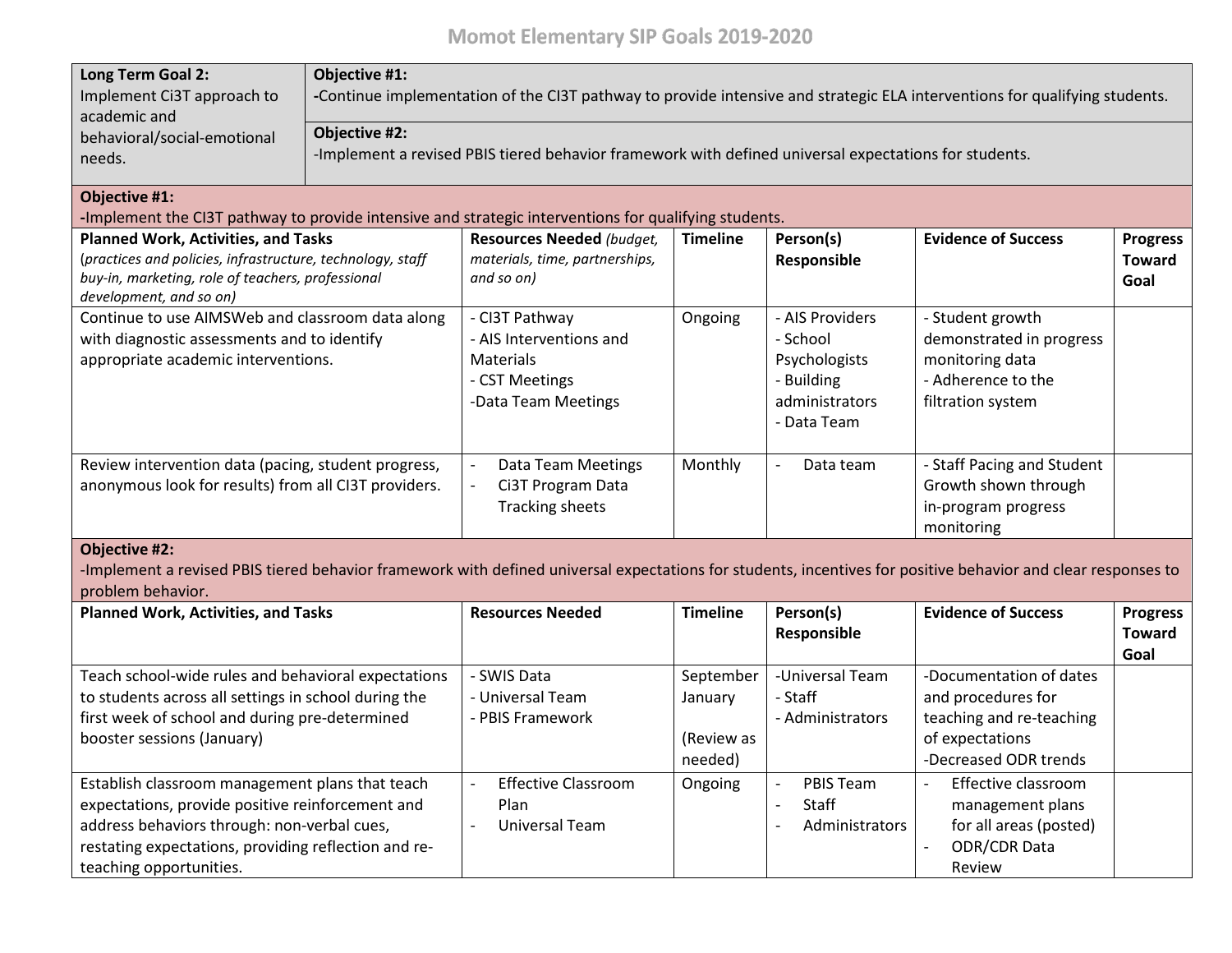# Momot Elementary SIP Goals 2019-2020

| **Long Term Goal 2:** | |
|---|---|
| Implement Ci3T approach to academic and behavioral/social-emotional needs. | **Objective #1:** **-**Continue implementation of the CI3T pathway to provide intensive and strategic ELA interventions for qualifying students. |
| | **Objective #2:** -Implement a revised PBIS tiered behavior framework with defined universal expectations for students. |

**Objective #1:**
**-**Implement the CI3T pathway to provide intensive and strategic interventions for qualifying students.

| **Planned Work, Activities, and Tasks** *(practices and policies, infrastructure, technology, staff buy-in, marketing, role of teachers, professional development, and so on)* | **Resources Needed** *(budget, materials, time, partnerships, and so on)* | **Timeline** | **Person(s) Responsible** | **Evidence of Success** | **Progress Toward Goal** |
|---|---|---|---|---|---|
| Continue to use AIMSWeb and classroom data along with diagnostic assessments and to identify appropriate academic interventions. | - CI3T Pathway<br>- AIS Interventions and Materials<br>- CST Meetings<br>-Data Team Meetings | Ongoing | - AIS Providers<br>- School Psychologists<br>- Building administrators<br>- Data Team | - Student growth demonstrated in progress monitoring data<br>- Adherence to the filtration system | |
| Review intervention data (pacing, student progress, anonymous look for results) from all CI3T providers. | - Data Team Meetings<br>- Ci3T Program Data Tracking sheets | Monthly | - Data team | - Staff Pacing and Student Growth shown through in-program progress monitoring | |

**Objective #2:**
-Implement a revised PBIS tiered behavior framework with defined universal expectations for students, incentives for positive behavior and clear responses to problem behavior.

| **Planned Work, Activities, and Tasks** | **Resources Needed** | **Timeline** | **Person(s) Responsible** | **Evidence of Success** | **Progress Toward Goal** |
|---|---|---|---|---|---|
| Teach school-wide rules and behavioral expectations to students across all settings in school during the first week of school and during pre-determined booster sessions (January) | - SWIS Data<br>- Universal Team<br>- PBIS Framework | September<br>January<br><br>(Review as needed) | -Universal Team<br>- Staff<br>- Administrators | -Documentation of dates and procedures for teaching and re-teaching of expectations<br>-Decreased ODR trends | |
| Establish classroom management plans that teach expectations, provide positive reinforcement and address behaviors through: non-verbal cues, restating expectations, providing reflection and re-teaching opportunities. | - Effective Classroom Plan<br>- Universal Team | Ongoing | - PBIS Team<br>- Staff<br>- Administrators | - Effective classroom management plans for all areas (posted)<br>- ODR/CDR Data Review | |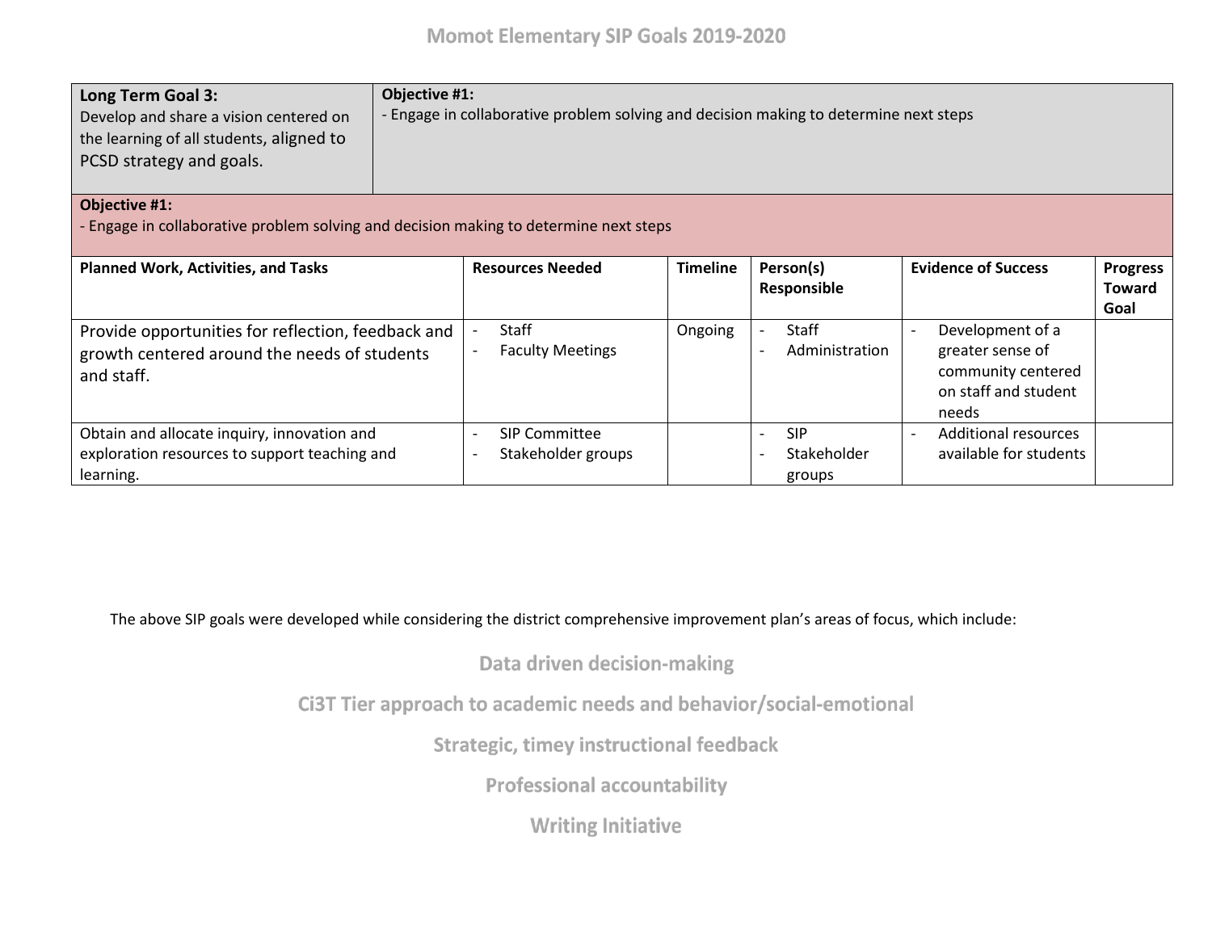# Momot Elementary SIP Goals 2019-2020

| **Long Term Goal 3:** Develop and share a vision centered on the learning of all students, aligned to PCSD strategy and goals. | **Objective #1:** - Engage in collaborative problem solving and decision making to determine next steps |
|---|---|

**Objective #1:**
- Engage in collaborative problem solving and decision making to determine next steps

| Planned Work, Activities, and Tasks | Resources Needed | Timeline | Person(s) Responsible | Evidence of Success | Progress Toward Goal |
|---|---|---|---|---|---|
| Provide opportunities for reflection, feedback and growth centered around the needs of students and staff. | - Staff<br>- Faculty Meetings | Ongoing | - Staff<br>- Administration | - Development of a greater sense of community centered on staff and student needs | |
| Obtain and allocate inquiry, innovation and exploration resources to support teaching and learning. | - SIP Committee<br>- Stakeholder groups | | - SIP<br>- Stakeholder groups | - Additional resources available for students | |

The above SIP goals were developed while considering the district comprehensive improvement plan's areas of focus, which include:

**Data driven decision-making**

**Ci3T Tier approach to academic needs and behavior/social-emotional**

**Strategic, timey instructional feedback**

**Professional accountability**

**Writing Initiative**